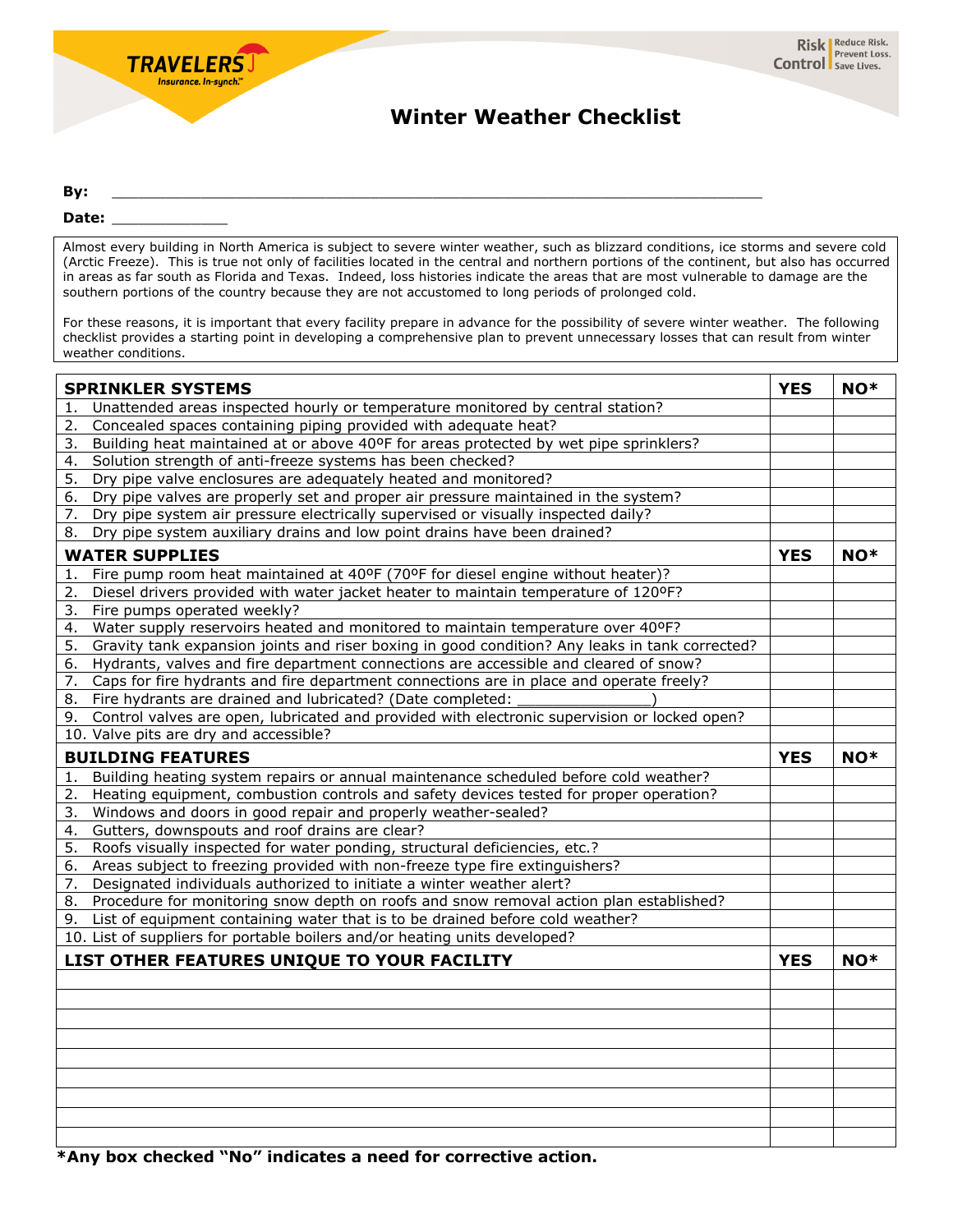TRAVELERS
Insurance. In-synch.

Risk Control | Reduce Risk. Prevent Loss. Save Lives.

# Winter Weather Checklist

**By:** ______________________________________________________________________

**Date:** _____________

Almost every building in North America is subject to severe winter weather, such as blizzard conditions, ice storms and severe cold (Arctic Freeze). This is true not only of facilities located in the central and northern portions of the continent, but also has occurred in areas as far south as Florida and Texas. Indeed, loss histories indicate the areas that are most vulnerable to damage are the southern portions of the country because they are not accustomed to long periods of prolonged cold.

For these reasons, it is important that every facility prepare in advance for the possibility of severe winter weather. The following checklist provides a starting point in developing a comprehensive plan to prevent unnecessary losses that can result from winter weather conditions.

| **SPRINKLER SYSTEMS** | **YES** | **NO*** |
|---|---|---|
| 1. Unattended areas inspected hourly or temperature monitored by central station? | | |
| 2. Concealed spaces containing piping provided with adequate heat? | | |
| 3. Building heat maintained at or above 40ºF for areas protected by wet pipe sprinklers? | | |
| 4. Solution strength of anti-freeze systems has been checked? | | |
| 5. Dry pipe valve enclosures are adequately heated and monitored? | | |
| 6. Dry pipe valves are properly set and proper air pressure maintained in the system? | | |
| 7. Dry pipe system air pressure electrically supervised or visually inspected daily? | | |
| 8. Dry pipe system auxiliary drains and low point drains have been drained? | | |
| **WATER SUPPLIES** | **YES** | **NO*** |
| 1. Fire pump room heat maintained at 40ºF (70ºF for diesel engine without heater)? | | |
| 2. Diesel drivers provided with water jacket heater to maintain temperature of 120ºF? | | |
| 3. Fire pumps operated weekly? | | |
| 4. Water supply reservoirs heated and monitored to maintain temperature over 40ºF? | | |
| 5. Gravity tank expansion joints and riser boxing in good condition? Any leaks in tank corrected? | | |
| 6. Hydrants, valves and fire department connections are accessible and cleared of snow? | | |
| 7. Caps for fire hydrants and fire department connections are in place and operate freely? | | |
| 8. Fire hydrants are drained and lubricated? (Date completed: _______________) | | |
| 9. Control valves are open, lubricated and provided with electronic supervision or locked open? | | |
| 10. Valve pits are dry and accessible? | | |
| **BUILDING FEATURES** | **YES** | **NO*** |
| 1. Building heating system repairs or annual maintenance scheduled before cold weather? | | |
| 2. Heating equipment, combustion controls and safety devices tested for proper operation? | | |
| 3. Windows and doors in good repair and properly weather-sealed? | | |
| 4. Gutters, downspouts and roof drains are clear? | | |
| 5. Roofs visually inspected for water ponding, structural deficiencies, etc.? | | |
| 6. Areas subject to freezing provided with non-freeze type fire extinguishers? | | |
| 7. Designated individuals authorized to initiate a winter weather alert? | | |
| 8. Procedure for monitoring snow depth on roofs and snow removal action plan established? | | |
| 9. List of equipment containing water that is to be drained before cold weather? | | |
| 10. List of suppliers for portable boilers and/or heating units developed? | | |
| **LIST OTHER FEATURES UNIQUE TO YOUR FACILITY** | **YES** | **NO*** |
| | | |
| | | |
| | | |
| | | |
| | | |
| | | |
| | | |
| | | |
| | | |

***Any box checked "No" indicates a need for corrective action.**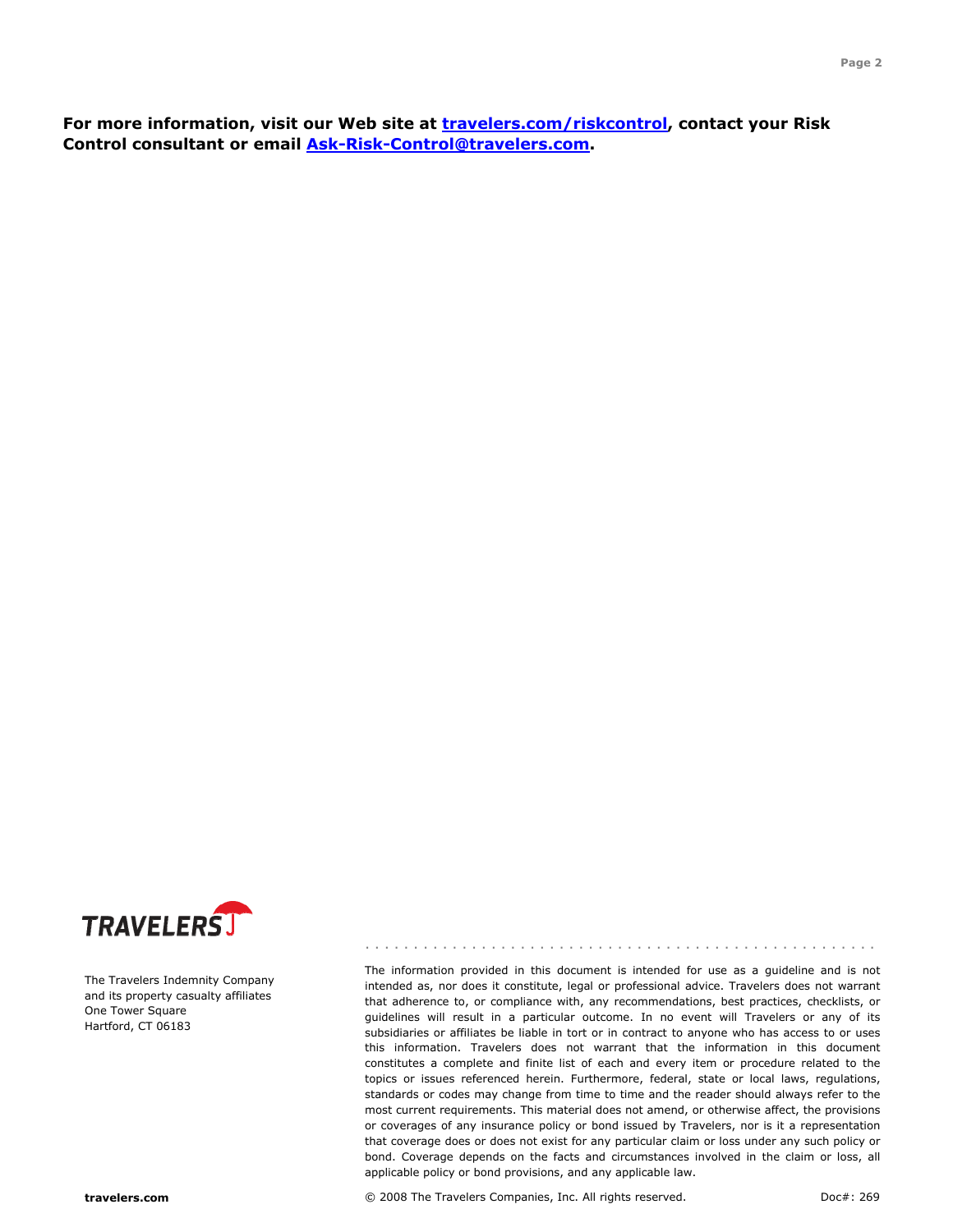**For more information, visit our Web site at [travelers.com/riskcontrol](travelers.com/riskcontrol), contact your Risk Control consultant or email [Ask-Risk-Control@travelers.com](mailto:Ask-Risk-Control@travelers.com).**

TRAVELERS

The Travelers Indemnity Company
and its property casualty affiliates
One Tower Square
Hartford, CT 06183

The information provided in this document is intended for use as a guideline and is not intended as, nor does it constitute, legal or professional advice. Travelers does not warrant that adherence to, or compliance with, any recommendations, best practices, checklists, or guidelines will result in a particular outcome. In no event will Travelers or any of its subsidiaries or affiliates be liable in tort or in contract to anyone who has access to or uses this information. Travelers does not warrant that the information in this document constitutes a complete and finite list of each and every item or procedure related to the topics or issues referenced herein. Furthermore, federal, state or local laws, regulations, standards or codes may change from time to time and the reader should always refer to the most current requirements. This material does not amend, or otherwise affect, the provisions or coverages of any insurance policy or bond issued by Travelers, nor is it a representation that coverage does or does not exist for any particular claim or loss under any such policy or bond. Coverage depends on the facts and circumstances involved in the claim or loss, all applicable policy or bond provisions, and any applicable law.

**travelers.com**

© 2008 The Travelers Companies, Inc. All rights reserved.

Doc#: 269